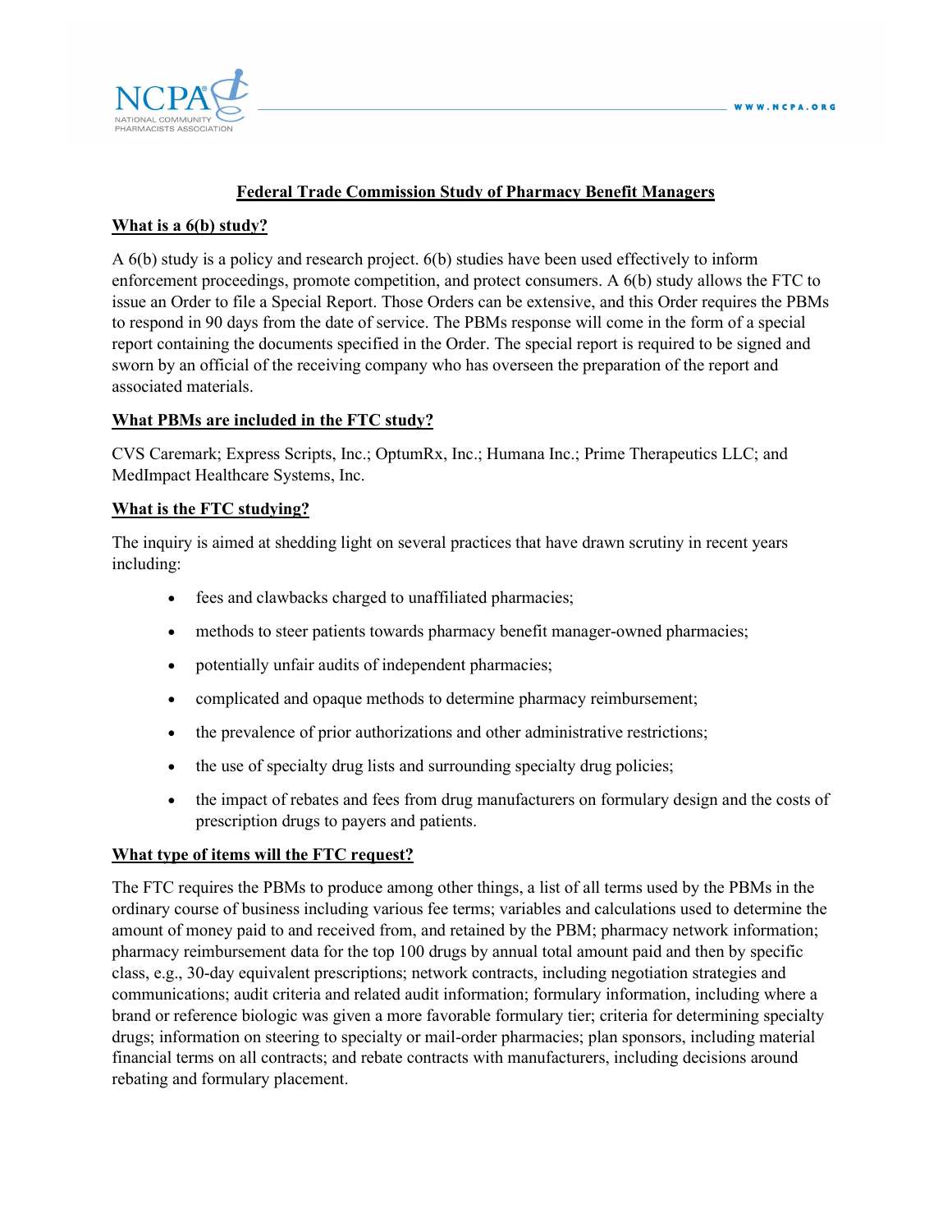# Federal Trade Commission Study of Pharmacy Benefit Managers

## What is a 6(b) study?

A 6(b) study is a policy and research project. 6(b) studies have been used effectively to inform enforcement proceedings, promote competition, and protect consumers. A 6(b) study allows the FTC to issue an Order to file a Special Report. Those Orders can be extensive, and this Order requires the PBMs to respond in 90 days from the date of service. The PBMs response will come in the form of a special report containing the documents specified in the Order. The special report is required to be signed and sworn by an official of the receiving company who has overseen the preparation of the report and associated materials.

## What PBMs are included in the FTC study?

CVS Caremark; Express Scripts, Inc.; OptumRx, Inc.; Humana Inc.; Prime Therapeutics LLC; and MedImpact Healthcare Systems, Inc.

## What is the FTC studying?

The inquiry is aimed at shedding light on several practices that have drawn scrutiny in recent years including:

- fees and clawbacks charged to unaffiliated pharmacies;
- methods to steer patients towards pharmacy benefit manager-owned pharmacies;
- potentially unfair audits of independent pharmacies;
- complicated and opaque methods to determine pharmacy reimbursement;
- the prevalence of prior authorizations and other administrative restrictions;
- the use of specialty drug lists and surrounding specialty drug policies;
- the impact of rebates and fees from drug manufacturers on formulary design and the costs of prescription drugs to payers and patients.

## What type of items will the FTC request?

The FTC requires the PBMs to produce among other things, a list of all terms used by the PBMs in the ordinary course of business including various fee terms; variables and calculations used to determine the amount of money paid to and received from, and retained by the PBM; pharmacy network information; pharmacy reimbursement data for the top 100 drugs by annual total amount paid and then by specific class, e.g., 30-day equivalent prescriptions; network contracts, including negotiation strategies and communications; audit criteria and related audit information; formulary information, including where a brand or reference biologic was given a more favorable formulary tier; criteria for determining specialty drugs; information on steering to specialty or mail-order pharmacies; plan sponsors, including material financial terms on all contracts; and rebate contracts with manufacturers, including decisions around rebating and formulary placement.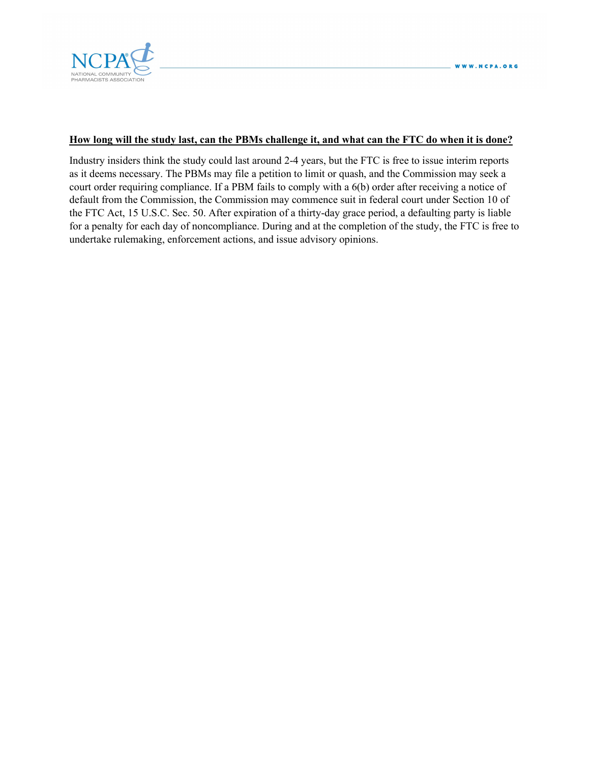**<u>How long will the study last, can the PBMs challenge it, and what can the FTC do when it is done?</u>**

Industry insiders think the study could last around 2-4 years, but the FTC is free to issue interim reports as it deems necessary. The PBMs may file a petition to limit or quash, and the Commission may seek a court order requiring compliance. If a PBM fails to comply with a 6(b) order after receiving a notice of default from the Commission, the Commission may commence suit in federal court under Section 10 of the FTC Act, 15 U.S.C. Sec. 50. After expiration of a thirty-day grace period, a defaulting party is liable for a penalty for each day of noncompliance. During and at the completion of the study, the FTC is free to undertake rulemaking, enforcement actions, and issue advisory opinions.